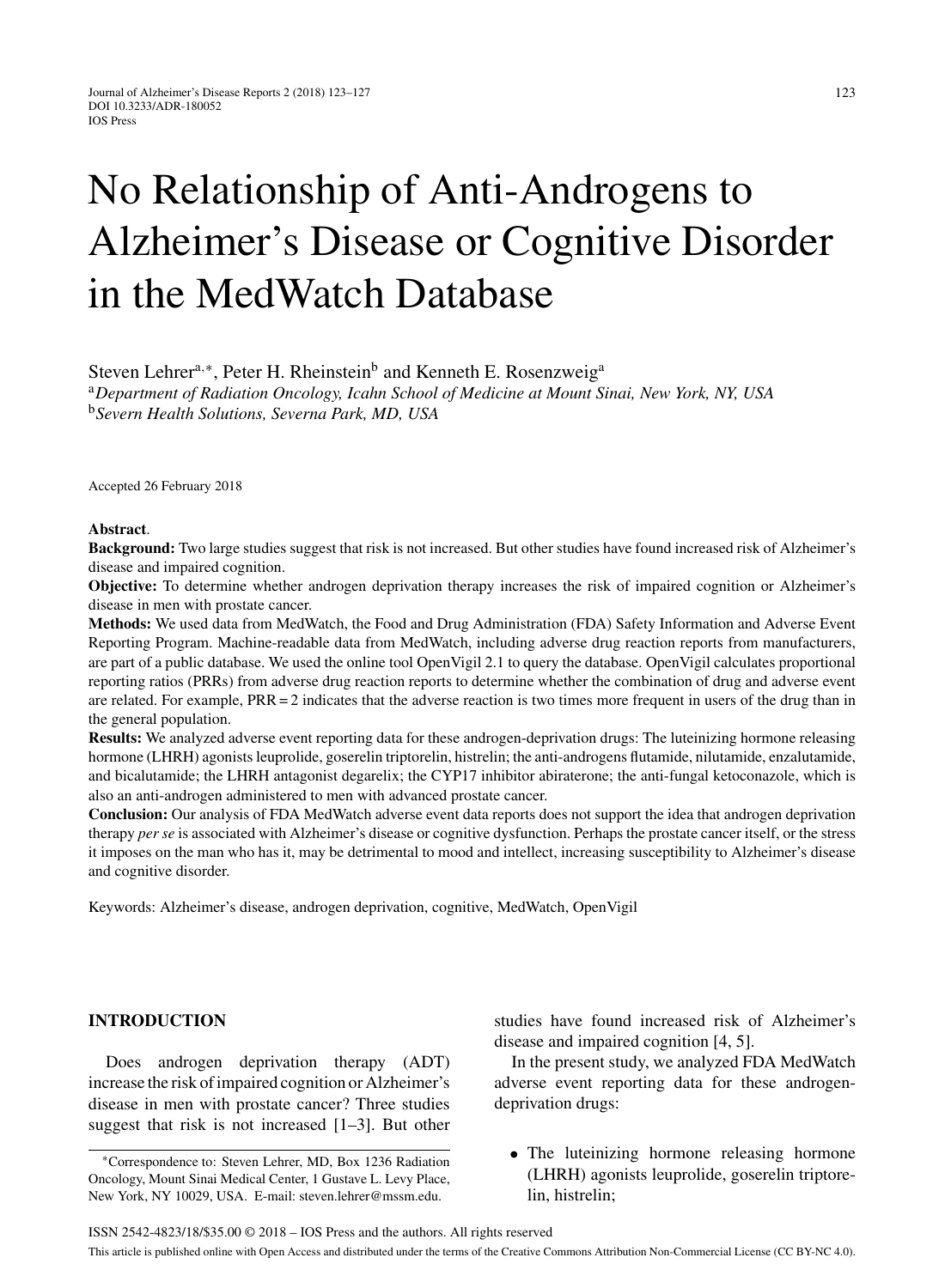# No Relationship of Anti-Androgens to Alzheimer's Disease or Cognitive Disorder in the MedWatch Database

Steven Lehrer[a,*], Peter H. Rheinstein[b] and Kenneth E. Rosenzweig[a]

[a]*Department of Radiation Oncology, Icahn School of Medicine at Mount Sinai, New York, NY, USA*

[b]*Severn Health Solutions, Severna Park, MD, USA*

Accepted 26 February 2018

**Abstract**.

**Background:** Two large studies suggest that risk is not increased. But other studies have found increased risk of Alzheimer's disease and impaired cognition.

**Objective:** To determine whether androgen deprivation therapy increases the risk of impaired cognition or Alzheimer's disease in men with prostate cancer.

**Methods:** We used data from MedWatch, the Food and Drug Administration (FDA) Safety Information and Adverse Event Reporting Program. Machine-readable data from MedWatch, including adverse drug reaction reports from manufacturers, are part of a public database. We used the online tool OpenVigil 2.1 to query the database. OpenVigil calculates proportional reporting ratios (PRRs) from adverse drug reaction reports to determine whether the combination of drug and adverse event are related. For example, PRR = 2 indicates that the adverse reaction is two times more frequent in users of the drug than in the general population.

**Results:** We analyzed adverse event reporting data for these androgen-deprivation drugs: The luteinizing hormone releasing hormone (LHRH) agonists leuprolide, goserelin triptorelin, histrelin; the anti-androgens flutamide, nilutamide, enzalutamide, and bicalutamide; the LHRH antagonist degarelix; the CYP17 inhibitor abiraterone; the anti-fungal ketoconazole, which is also an anti-androgen administered to men with advanced prostate cancer.

**Conclusion:** Our analysis of FDA MedWatch adverse event data reports does not support the idea that androgen deprivation therapy *per se* is associated with Alzheimer's disease or cognitive dysfunction. Perhaps the prostate cancer itself, or the stress it imposes on the man who has it, may be detrimental to mood and intellect, increasing susceptibility to Alzheimer's disease and cognitive disorder.

Keywords: Alzheimer's disease, androgen deprivation, cognitive, MedWatch, OpenVigil

## INTRODUCTION

Does androgen deprivation therapy (ADT) increase the risk of impaired cognition or Alzheimer's disease in men with prostate cancer? Three studies suggest that risk is not increased [1–3]. But other studies have found increased risk of Alzheimer's disease and impaired cognition [4, 5].

In the present study, we analyzed FDA MedWatch adverse event reporting data for these androgen-deprivation drugs:

- The luteinizing hormone releasing hormone (LHRH) agonists leuprolide, goserelin triptorelin, histrelin;

*Correspondence to: Steven Lehrer, MD, Box 1236 Radiation Oncology, Mount Sinai Medical Center, 1 Gustave L. Levy Place, New York, NY 10029, USA. E-mail: steven.lehrer@mssm.edu.

ISSN 2542-4823/18/$35.00 © 2018 – IOS Press and the authors. All rights reserved

This article is published online with Open Access and distributed under the terms of the Creative Commons Attribution Non-Commercial License (CC BY-NC 4.0).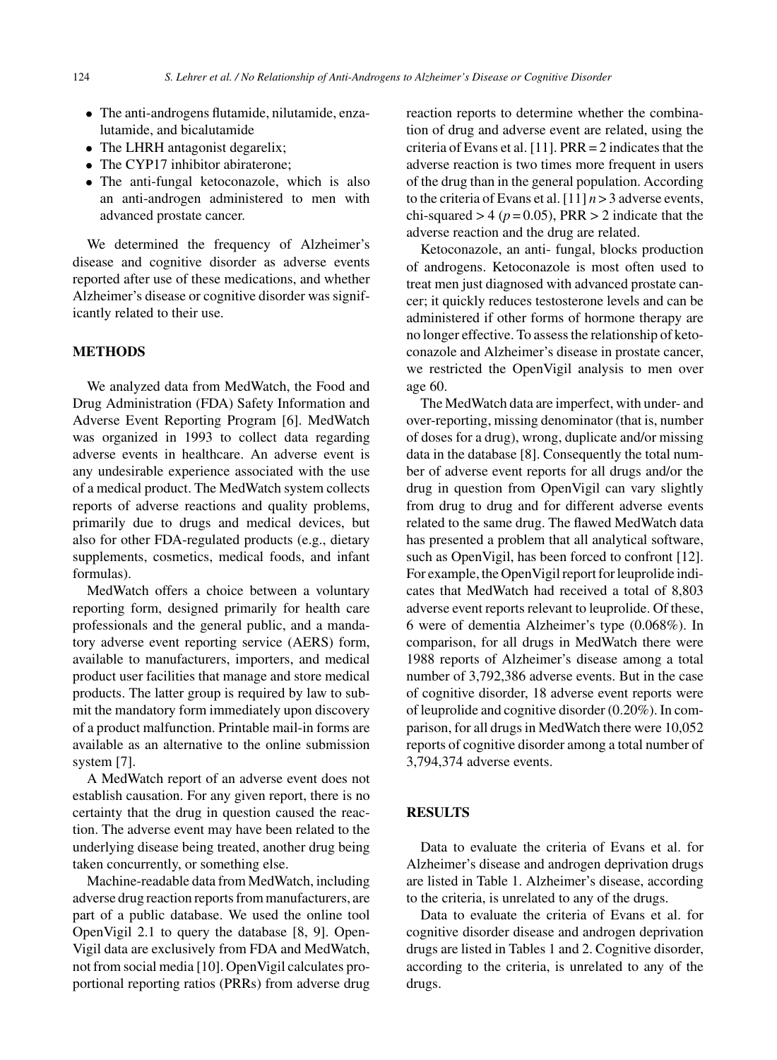- The anti-androgens flutamide, nilutamide, enzalutamide, and bicalutamide
- The LHRH antagonist degarelix;
- The CYP17 inhibitor abiraterone;
- The anti-fungal ketoconazole, which is also an anti-androgen administered to men with advanced prostate cancer.

We determined the frequency of Alzheimer's disease and cognitive disorder as adverse events reported after use of these medications, and whether Alzheimer's disease or cognitive disorder was significantly related to their use.

## METHODS

We analyzed data from MedWatch, the Food and Drug Administration (FDA) Safety Information and Adverse Event Reporting Program [6]. MedWatch was organized in 1993 to collect data regarding adverse events in healthcare. An adverse event is any undesirable experience associated with the use of a medical product. The MedWatch system collects reports of adverse reactions and quality problems, primarily due to drugs and medical devices, but also for other FDA-regulated products (e.g., dietary supplements, cosmetics, medical foods, and infant formulas).

MedWatch offers a choice between a voluntary reporting form, designed primarily for health care professionals and the general public, and a mandatory adverse event reporting service (AERS) form, available to manufacturers, importers, and medical product user facilities that manage and store medical products. The latter group is required by law to submit the mandatory form immediately upon discovery of a product malfunction. Printable mail-in forms are available as an alternative to the online submission system [7].

A MedWatch report of an adverse event does not establish causation. For any given report, there is no certainty that the drug in question caused the reaction. The adverse event may have been related to the underlying disease being treated, another drug being taken concurrently, or something else.

Machine-readable data from MedWatch, including adverse drug reaction reports from manufacturers, are part of a public database. We used the online tool OpenVigil 2.1 to query the database [8, 9]. OpenVigil data are exclusively from FDA and MedWatch, not from social media [10]. OpenVigil calculates proportional reporting ratios (PRRs) from adverse drug reaction reports to determine whether the combination of drug and adverse event are related, using the criteria of Evans et al. [11]. PRR = 2 indicates that the adverse reaction is two times more frequent in users of the drug than in the general population. According to the criteria of Evans et al. [11] $n > 3$ adverse events, chi-squared $> 4$ ($p = 0.05$), PRR $> 2$ indicate that the adverse reaction and the drug are related.

Ketoconazole, an anti- fungal, blocks production of androgens. Ketoconazole is most often used to treat men just diagnosed with advanced prostate cancer; it quickly reduces testosterone levels and can be administered if other forms of hormone therapy are no longer effective. To assess the relationship of ketoconazole and Alzheimer's disease in prostate cancer, we restricted the OpenVigil analysis to men over age 60.

The MedWatch data are imperfect, with under- and over-reporting, missing denominator (that is, number of doses for a drug), wrong, duplicate and/or missing data in the database [8]. Consequently the total number of adverse event reports for all drugs and/or the drug in question from OpenVigil can vary slightly from drug to drug and for different adverse events related to the same drug. The flawed MedWatch data has presented a problem that all analytical software, such as OpenVigil, has been forced to confront [12]. For example, the OpenVigil report for leuprolide indicates that MedWatch had received a total of 8,803 adverse event reports relevant to leuprolide. Of these, 6 were of dementia Alzheimer's type (0.068%). In comparison, for all drugs in MedWatch there were 1988 reports of Alzheimer's disease among a total number of 3,792,386 adverse events. But in the case of cognitive disorder, 18 adverse event reports were of leuprolide and cognitive disorder (0.20%). In comparison, for all drugs in MedWatch there were 10,052 reports of cognitive disorder among a total number of 3,794,374 adverse events.

## RESULTS

Data to evaluate the criteria of Evans et al. for Alzheimer's disease and androgen deprivation drugs are listed in Table 1. Alzheimer's disease, according to the criteria, is unrelated to any of the drugs.

Data to evaluate the criteria of Evans et al. for cognitive disorder disease and androgen deprivation drugs are listed in Tables 1 and 2. Cognitive disorder, according to the criteria, is unrelated to any of the drugs.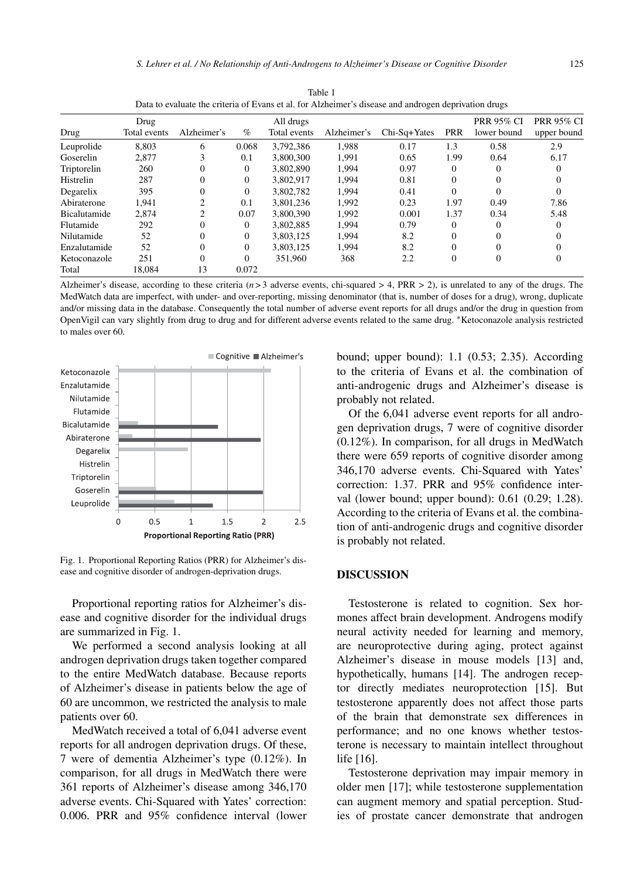Table 1
Data to evaluate the criteria of Evans et al. for Alzheimer's disease and androgen deprivation drugs

| Drug | Drug Total events | Alzheimer's | % | All drugs Total events | Alzheimer's | Chi-Sq+Yates | PRR | PRR 95% CI lower bound | PRR 95% CI upper bound |
|---|---|---|---|---|---|---|---|---|---|
| Leuprolide | 8,803 | 6 | 0.068 | 3,792,386 | 1,988 | 0.17 | 1.3 | 0.58 | 2.9 |
| Goserelin | 2,877 | 3 | 0.1 | 3,800,300 | 1,991 | 0.65 | 1.99 | 0.64 | 6.17 |
| Triptorelin | 260 | 0 | 0 | 3,802,890 | 1,994 | 0.97 | 0 | 0 | 0 |
| Histrelin | 287 | 0 | 0 | 3,802,917 | 1,994 | 0.81 | 0 | 0 | 0 |
| Degarelix | 395 | 0 | 0 | 3,802,782 | 1,994 | 0.41 | 0 | 0 | 0 |
| Abiraterone | 1,941 | 2 | 0.1 | 3,801,236 | 1,992 | 0.23 | 1.97 | 0.49 | 7.86 |
| Bicalutamide | 2,874 | 2 | 0.07 | 3,800,390 | 1,992 | 0.001 | 1.37 | 0.34 | 5.48 |
| Flutamide | 292 | 0 | 0 | 3,802,885 | 1,994 | 0.79 | 0 | 0 | 0 |
| Nilutamide | 52 | 0 | 0 | 3,803,125 | 1,994 | 8.2 | 0 | 0 | 0 |
| Enzalutamide | 52 | 0 | 0 | 3,803,125 | 1,994 | 8.2 | 0 | 0 | 0 |
| Ketoconazole | 251 | 0 | 0 | 351,960 | 368 | 2.2 | 0 | 0 | 0 |
| Total | 18,084 | 13 | 0.072 | | | | | | |

Alzheimer's disease, according to these criteria ($n > 3$ adverse events, chi-squared > 4, PRR > 2), is unrelated to any of the drugs. The MedWatch data are imperfect, with under- and over-reporting, missing denominator (that is, number of doses for a drug), wrong, duplicate and/or missing data in the database. Consequently the total number of adverse event reports for all drugs and/or the drug in question from OpenVigil can vary slightly from drug to drug and for different adverse events related to the same drug. *Ketoconazole analysis restricted to males over 60.

Fig. 1. Proportional Reporting Ratios (PRR) for Alzheimer's disease and cognitive disorder of androgen-deprivation drugs.

Proportional reporting ratios for Alzheimer's disease and cognitive disorder for the individual drugs are summarized in Fig. 1.

We performed a second analysis looking at all androgen deprivation drugs taken together compared to the entire MedWatch database. Because reports of Alzheimer's disease in patients below the age of 60 are uncommon, we restricted the analysis to male patients over 60.

MedWatch received a total of 6,041 adverse event reports for all androgen deprivation drugs. Of these, 7 were of dementia Alzheimer's type (0.12%). In comparison, for all drugs in MedWatch there were 361 reports of Alzheimer's disease among 346,170 adverse events. Chi-Squared with Yates' correction: 0.006. PRR and 95% confidence interval (lower bound; upper bound): 1.1 (0.53; 2.35). According to the criteria of Evans et al. the combination of anti-androgenic drugs and Alzheimer's disease is probably not related.

Of the 6,041 adverse event reports for all androgen deprivation drugs, 7 were of cognitive disorder (0.12%). In comparison, for all drugs in MedWatch there were 659 reports of cognitive disorder among 346,170 adverse events. Chi-Squared with Yates' correction: 1.37. PRR and 95% confidence interval (lower bound; upper bound): 0.61 (0.29; 1.28). According to the criteria of Evans et al. the combination of anti-androgenic drugs and cognitive disorder is probably not related.

## DISCUSSION

Testosterone is related to cognition. Sex hormones affect brain development. Androgens modify neural activity needed for learning and memory, are neuroprotective during aging, protect against Alzheimer's disease in mouse models [13] and, hypothetically, humans [14]. The androgen receptor directly mediates neuroprotection [15]. But testosterone apparently does not affect those parts of the brain that demonstrate sex differences in performance; and no one knows whether testosterone is necessary to maintain intellect throughout life [16].

Testosterone deprivation may impair memory in older men [17]; while testosterone supplementation can augment memory and spatial perception. Studies of prostate cancer demonstrate that androgen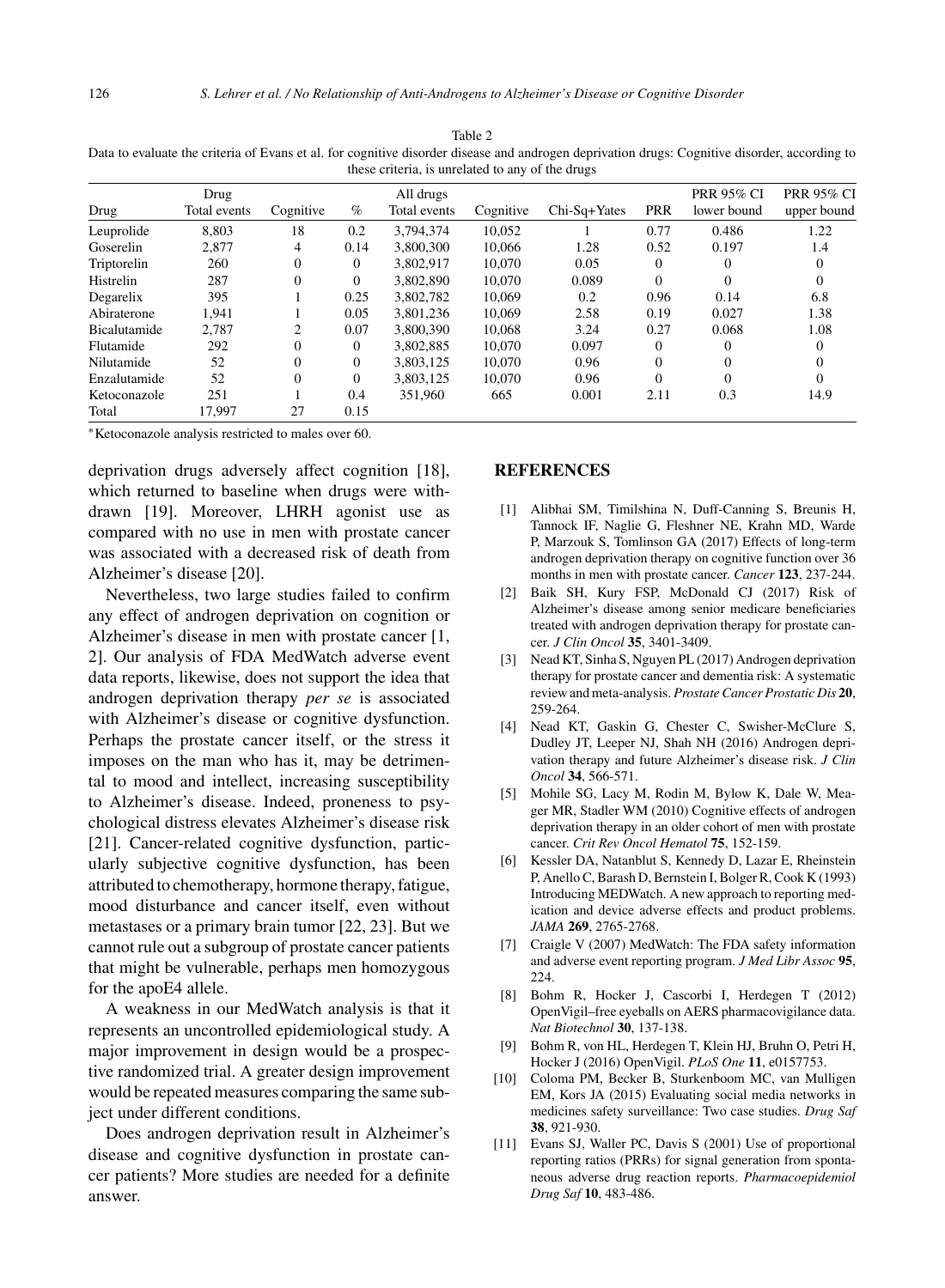Table 2
Data to evaluate the criteria of Evans et al. for cognitive disorder disease and androgen deprivation drugs: Cognitive disorder, according to these criteria, is unrelated to any of the drugs

| Drug | Drug Total events | Cognitive | % | All drugs Total events | Cognitive | Chi-Sq+Yates | PRR | PRR 95% CI lower bound | PRR 95% CI upper bound |
|---|---|---|---|---|---|---|---|---|---|
| Leuprolide | 8,803 | 18 | 0.2 | 3,794,374 | 10,052 | 1 | 0.77 | 0.486 | 1.22 |
| Goserelin | 2,877 | 4 | 0.14 | 3,800,300 | 10,066 | 1.28 | 0.52 | 0.197 | 1.4 |
| Triptorelin | 260 | 0 | 0 | 3,802,917 | 10,070 | 0.05 | 0 | 0 | 0 |
| Histrelin | 287 | 0 | 0 | 3,802,890 | 10,070 | 0.089 | 0 | 0 | 0 |
| Degarelix | 395 | 1 | 0.25 | 3,802,782 | 10,069 | 0.2 | 0.96 | 0.14 | 6.8 |
| Abiraterone | 1,941 | 1 | 0.05 | 3,801,236 | 10,069 | 2.58 | 0.19 | 0.027 | 1.38 |
| Bicalutamide | 2,787 | 2 | 0.07 | 3,800,390 | 10,068 | 3.24 | 0.27 | 0.068 | 1.08 |
| Flutamide | 292 | 0 | 0 | 3,802,885 | 10,070 | 0.097 | 0 | 0 | 0 |
| Nilutamide | 52 | 0 | 0 | 3,803,125 | 10,070 | 0.96 | 0 | 0 | 0 |
| Enzalutamide | 52 | 0 | 0 | 3,803,125 | 10,070 | 0.96 | 0 | 0 | 0 |
| Ketoconazole | 251 | 1 | 0.4 | 351,960 | 665 | 0.001 | 2.11 | 0.3 | 14.9 |
| Total | 17,997 | 27 | 0.15 | | | | | | |

*Ketoconazole analysis restricted to males over 60.

deprivation drugs adversely affect cognition [18], which returned to baseline when drugs were withdrawn [19]. Moreover, LHRH agonist use as compared with no use in men with prostate cancer was associated with a decreased risk of death from Alzheimer's disease [20].

Nevertheless, two large studies failed to confirm any effect of androgen deprivation on cognition or Alzheimer's disease in men with prostate cancer [1, 2]. Our analysis of FDA MedWatch adverse event data reports, likewise, does not support the idea that androgen deprivation therapy *per se* is associated with Alzheimer's disease or cognitive dysfunction. Perhaps the prostate cancer itself, or the stress it imposes on the man who has it, may be detrimental to mood and intellect, increasing susceptibility to Alzheimer's disease. Indeed, proneness to psychological distress elevates Alzheimer's disease risk [21]. Cancer-related cognitive dysfunction, particularly subjective cognitive dysfunction, has been attributed to chemotherapy, hormone therapy, fatigue, mood disturbance and cancer itself, even without metastases or a primary brain tumor [22, 23]. But we cannot rule out a subgroup of prostate cancer patients that might be vulnerable, perhaps men homozygous for the apoE4 allele.

A weakness in our MedWatch analysis is that it represents an uncontrolled epidemiological study. A major improvement in design would be a prospective randomized trial. A greater design improvement would be repeated measures comparing the same subject under different conditions.

Does androgen deprivation result in Alzheimer's disease and cognitive dysfunction in prostate cancer patients? More studies are needed for a definite answer.

## REFERENCES

[1] Alibhai SM, Timilshina N, Duff-Canning S, Breunis H, Tannock IF, Naglie G, Fleshner NE, Krahn MD, Warde P, Marzouk S, Tomlinson GA (2017) Effects of long-term androgen deprivation therapy on cognitive function over 36 months in men with prostate cancer. *Cancer* **123**, 237-244.

[2] Baik SH, Kury FSP, McDonald CJ (2017) Risk of Alzheimer's disease among senior medicare beneficiaries treated with androgen deprivation therapy for prostate cancer. *J Clin Oncol* **35**, 3401-3409.

[3] Nead KT, Sinha S, Nguyen PL (2017) Androgen deprivation therapy for prostate cancer and dementia risk: A systematic review and meta-analysis. *Prostate Cancer Prostatic Dis* **20**, 259-264.

[4] Nead KT, Gaskin G, Chester C, Swisher-McClure S, Dudley JT, Leeper NJ, Shah NH (2016) Androgen deprivation therapy and future Alzheimer's disease risk. *J Clin Oncol* **34**, 566-571.

[5] Mohile SG, Lacy M, Rodin M, Bylow K, Dale W, Meager MR, Stadler WM (2010) Cognitive effects of androgen deprivation therapy in an older cohort of men with prostate cancer. *Crit Rev Oncol Hematol* **75**, 152-159.

[6] Kessler DA, Natanblut S, Kennedy D, Lazar E, Rheinstein P, Anello C, Barash D, Bernstein I, Bolger R, Cook K (1993) Introducing MEDWatch. A new approach to reporting medication and device adverse effects and product problems. *JAMA* **269**, 2765-2768.

[7] Craigle V (2007) MedWatch: The FDA safety information and adverse event reporting program. *J Med Libr Assoc* **95**, 224.

[8] Bohm R, Hocker J, Cascorbi I, Herdegen T (2012) OpenVigil–free eyeballs on AERS pharmacovigilance data. *Nat Biotechnol* **30**, 137-138.

[9] Bohm R, von HL, Herdegen T, Klein HJ, Bruhn O, Petri H, Hocker J (2016) OpenVigil. *PLoS One* **11**, e0157753.

[10] Coloma PM, Becker B, Sturkenboom MC, van Mulligen EM, Kors JA (2015) Evaluating social media networks in medicines safety surveillance: Two case studies. *Drug Saf* **38**, 921-930.

[11] Evans SJ, Waller PC, Davis S (2001) Use of proportional reporting ratios (PRRs) for signal generation from spontaneous adverse drug reaction reports. *Pharmacoepidemiol Drug Saf* **10**, 483-486.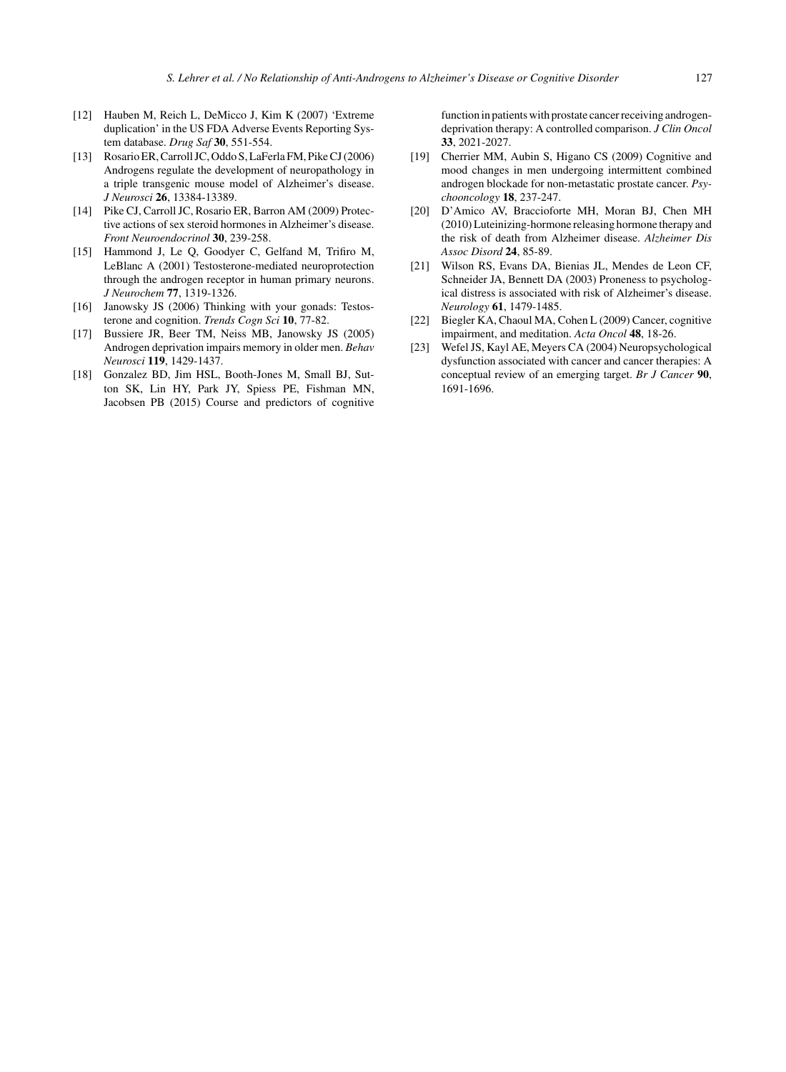[12] Hauben M, Reich L, DeMicco J, Kim K (2007) 'Extreme duplication' in the US FDA Adverse Events Reporting System database. *Drug Saf* **30**, 551-554.

[13] Rosario ER, Carroll JC, Oddo S, LaFerla FM, Pike CJ (2006) Androgens regulate the development of neuropathology in a triple transgenic mouse model of Alzheimer's disease. *J Neurosci* **26**, 13384-13389.

[14] Pike CJ, Carroll JC, Rosario ER, Barron AM (2009) Protective actions of sex steroid hormones in Alzheimer's disease. *Front Neuroendocrinol* **30**, 239-258.

[15] Hammond J, Le Q, Goodyer C, Gelfand M, Trifiro M, LeBlanc A (2001) Testosterone-mediated neuroprotection through the androgen receptor in human primary neurons. *J Neurochem* **77**, 1319-1326.

[16] Janowsky JS (2006) Thinking with your gonads: Testosterone and cognition. *Trends Cogn Sci* **10**, 77-82.

[17] Bussiere JR, Beer TM, Neiss MB, Janowsky JS (2005) Androgen deprivation impairs memory in older men. *Behav Neurosci* **119**, 1429-1437.

[18] Gonzalez BD, Jim HSL, Booth-Jones M, Small BJ, Sutton SK, Lin HY, Park JY, Spiess PE, Fishman MN, Jacobsen PB (2015) Course and predictors of cognitive function in patients with prostate cancer receiving androgen-deprivation therapy: A controlled comparison. *J Clin Oncol* **33**, 2021-2027.

[19] Cherrier MM, Aubin S, Higano CS (2009) Cognitive and mood changes in men undergoing intermittent combined androgen blockade for non-metastatic prostate cancer. *Psychooncology* **18**, 237-247.

[20] D'Amico AV, Braccioforte MH, Moran BJ, Chen MH (2010) Luteinizing-hormone releasing hormone therapy and the risk of death from Alzheimer disease. *Alzheimer Dis Assoc Disord* **24**, 85-89.

[21] Wilson RS, Evans DA, Bienias JL, Mendes de Leon CF, Schneider JA, Bennett DA (2003) Proneness to psychological distress is associated with risk of Alzheimer's disease. *Neurology* **61**, 1479-1485.

[22] Biegler KA, Chaoul MA, Cohen L (2009) Cancer, cognitive impairment, and meditation. *Acta Oncol* **48**, 18-26.

[23] Wefel JS, Kayl AE, Meyers CA (2004) Neuropsychological dysfunction associated with cancer and cancer therapies: A conceptual review of an emerging target. *Br J Cancer* **90**, 1691-1696.